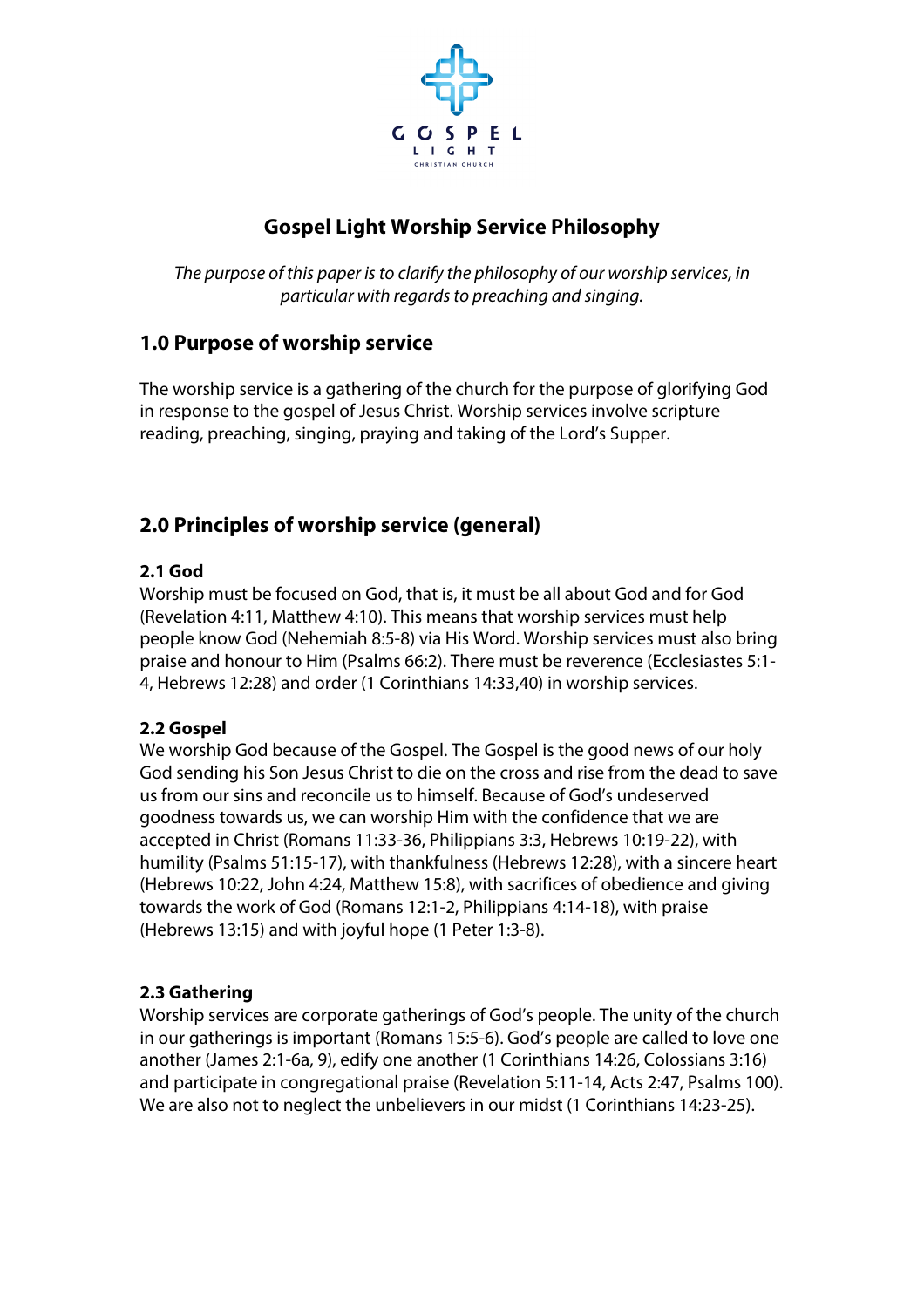GOSPEL LIGHT
CHRISTIAN CHURCH

# Gospel Light Worship Service Philosophy

*The purpose of this paper is to clarify the philosophy of our worship services, in particular with regards to preaching and singing.*

## 1.0 Purpose of worship service

The worship service is a gathering of the church for the purpose of glorifying God in response to the gospel of Jesus Christ. Worship services involve scripture reading, preaching, singing, praying and taking of the Lord's Supper.

## 2.0 Principles of worship service (general)

### 2.1 God

Worship must be focused on God, that is, it must be all about God and for God (Revelation 4:11, Matthew 4:10). This means that worship services must help people know God (Nehemiah 8:5-8) via His Word. Worship services must also bring praise and honour to Him (Psalms 66:2). There must be reverence (Ecclesiastes 5:1-4, Hebrews 12:28) and order (1 Corinthians 14:33,40) in worship services.

### 2.2 Gospel

We worship God because of the Gospel. The Gospel is the good news of our holy God sending his Son Jesus Christ to die on the cross and rise from the dead to save us from our sins and reconcile us to himself. Because of God's undeserved goodness towards us, we can worship Him with the confidence that we are accepted in Christ (Romans 11:33-36, Philippians 3:3, Hebrews 10:19-22), with humility (Psalms 51:15-17), with thankfulness (Hebrews 12:28), with a sincere heart (Hebrews 10:22, John 4:24, Matthew 15:8), with sacrifices of obedience and giving towards the work of God (Romans 12:1-2, Philippians 4:14-18), with praise (Hebrews 13:15) and with joyful hope (1 Peter 1:3-8).

### 2.3 Gathering

Worship services are corporate gatherings of God's people. The unity of the church in our gatherings is important (Romans 15:5-6). God's people are called to love one another (James 2:1-6a, 9), edify one another (1 Corinthians 14:26, Colossians 3:16) and participate in congregational praise (Revelation 5:11-14, Acts 2:47, Psalms 100). We are also not to neglect the unbelievers in our midst (1 Corinthians 14:23-25).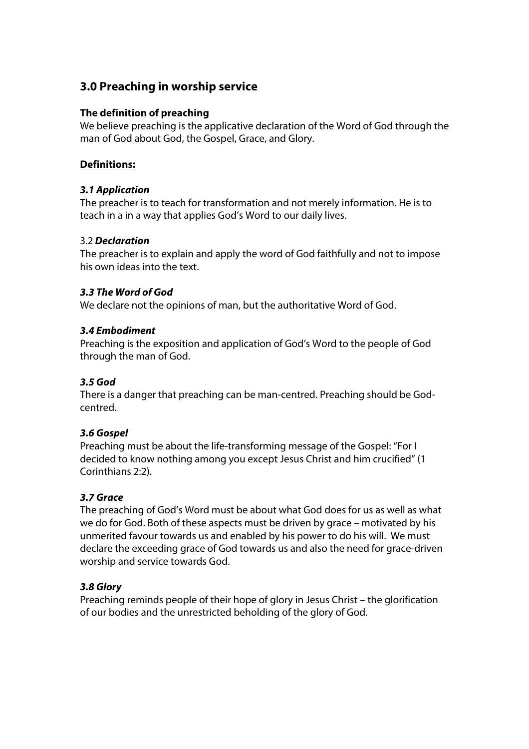## 3.0 Preaching in worship service

**The definition of preaching**

We believe preaching is the applicative declaration of the Word of God through the man of God about God, the Gospel, Grace, and Glory.

**Definitions:**

***3.1 Application***

The preacher is to teach for transformation and not merely information. He is to teach in a in a way that applies God's Word to our daily lives.

3.2 ***Declaration***

The preacher is to explain and apply the word of God faithfully and not to impose his own ideas into the text.

***3.3 The Word of God***

We declare not the opinions of man, but the authoritative Word of God.

***3.4 Embodiment***

Preaching is the exposition and application of God's Word to the people of God through the man of God.

***3.5 God***

There is a danger that preaching can be man-centred. Preaching should be God-centred.

***3.6 Gospel***

Preaching must be about the life-transforming message of the Gospel: "For I decided to know nothing among you except Jesus Christ and him crucified" (1 Corinthians 2:2).

***3.7 Grace***

The preaching of God's Word must be about what God does for us as well as what we do for God. Both of these aspects must be driven by grace – motivated by his unmerited favour towards us and enabled by his power to do his will. We must declare the exceeding grace of God towards us and also the need for grace-driven worship and service towards God.

***3.8 Glory***

Preaching reminds people of their hope of glory in Jesus Christ – the glorification of our bodies and the unrestricted beholding of the glory of God.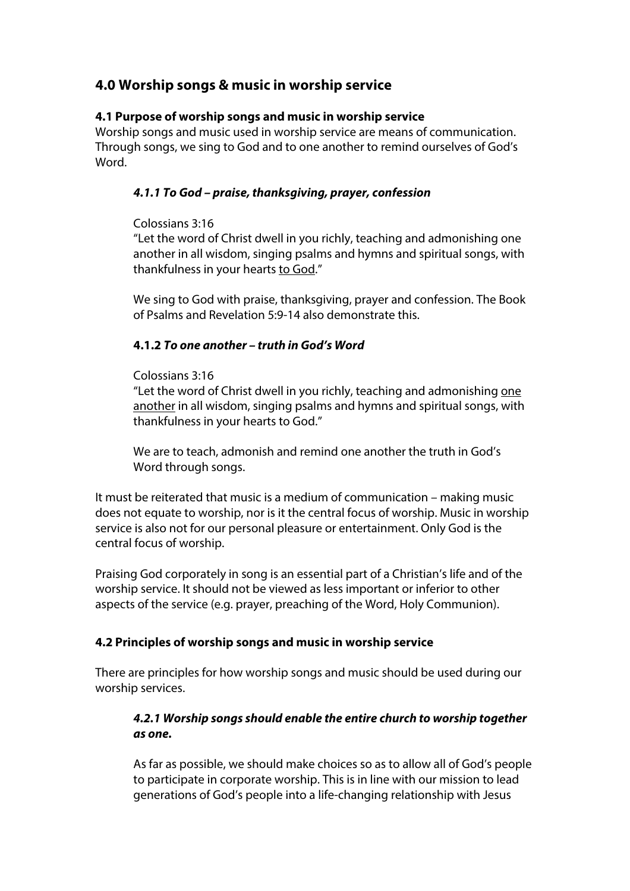## 4.0 Worship songs & music in worship service

### 4.1 Purpose of worship songs and music in worship service

Worship songs and music used in worship service are means of communication. Through songs, we sing to God and to one another to remind ourselves of God's Word.

#### *4.1.1 To God – praise, thanksgiving, prayer, confession*

Colossians 3:16
"Let the word of Christ dwell in you richly, teaching and admonishing one another in all wisdom, singing psalms and hymns and spiritual songs, with thankfulness in your hearts <u>to God</u>."

We sing to God with praise, thanksgiving, prayer and confession. The Book of Psalms and Revelation 5:9-14 also demonstrate this.

#### 4.1.2 *To one another – truth in God's Word*

Colossians 3:16
"Let the word of Christ dwell in you richly, teaching and admonishing <u>one another</u> in all wisdom, singing psalms and hymns and spiritual songs, with thankfulness in your hearts to God."

We are to teach, admonish and remind one another the truth in God's Word through songs.

It must be reiterated that music is a medium of communication – making music does not equate to worship, nor is it the central focus of worship. Music in worship service is also not for our personal pleasure or entertainment. Only God is the central focus of worship.

Praising God corporately in song is an essential part of a Christian's life and of the worship service. It should not be viewed as less important or inferior to other aspects of the service (e.g. prayer, preaching of the Word, Holy Communion).

### 4.2 Principles of worship songs and music in worship service

There are principles for how worship songs and music should be used during our worship services.

#### *4.2.1 Worship songs should enable the entire church to worship together as one.*

As far as possible, we should make choices so as to allow all of God's people to participate in corporate worship. This is in line with our mission to lead generations of God's people into a life-changing relationship with Jesus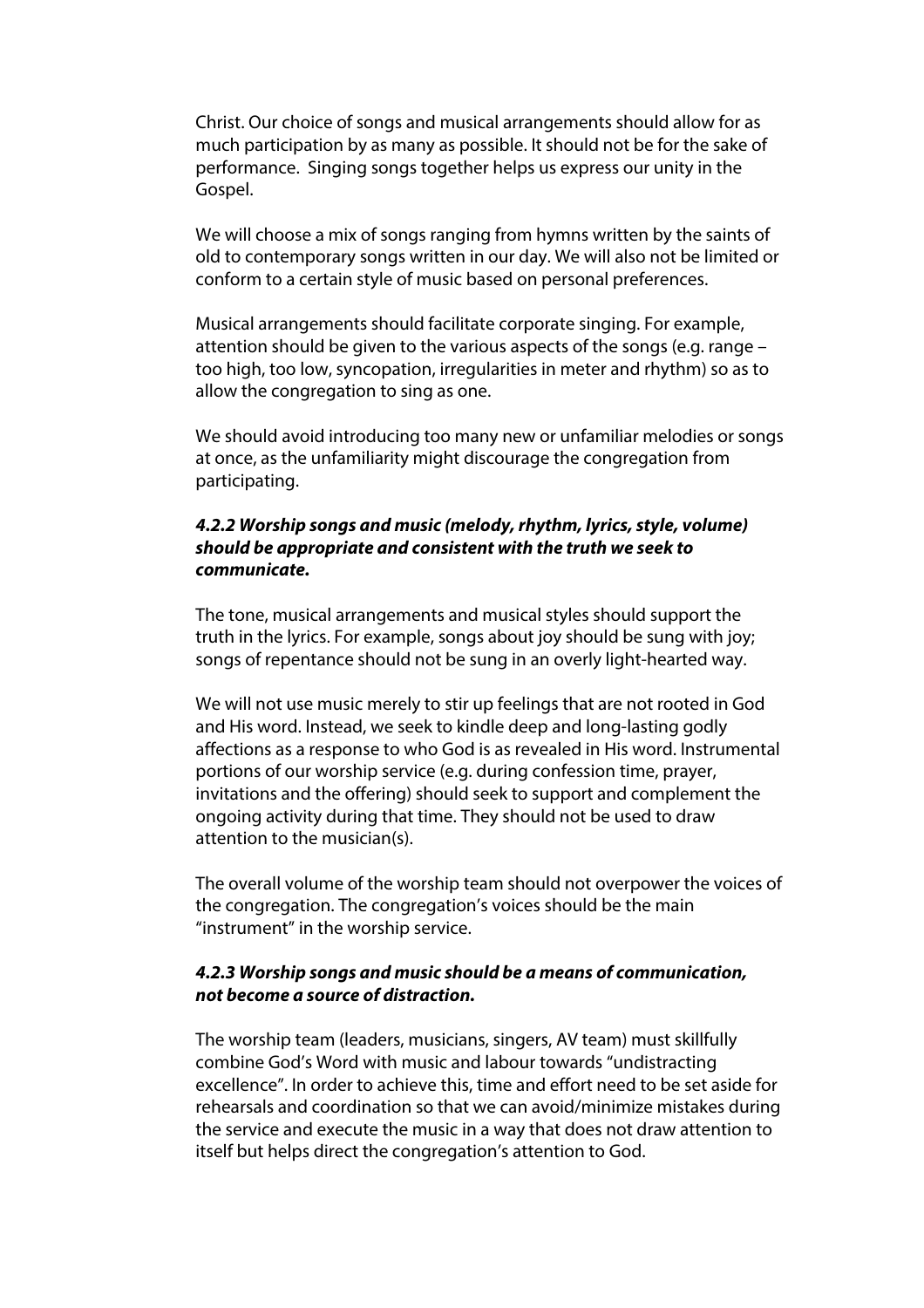Christ. Our choice of songs and musical arrangements should allow for as much participation by as many as possible. It should not be for the sake of performance. Singing songs together helps us express our unity in the Gospel.

We will choose a mix of songs ranging from hymns written by the saints of old to contemporary songs written in our day. We will also not be limited or conform to a certain style of music based on personal preferences.

Musical arrangements should facilitate corporate singing. For example, attention should be given to the various aspects of the songs (e.g. range – too high, too low, syncopation, irregularities in meter and rhythm) so as to allow the congregation to sing as one.

We should avoid introducing too many new or unfamiliar melodies or songs at once, as the unfamiliarity might discourage the congregation from participating.

#### *4.2.2 Worship songs and music (melody, rhythm, lyrics, style, volume) should be appropriate and consistent with the truth we seek to communicate.*

The tone, musical arrangements and musical styles should support the truth in the lyrics. For example, songs about joy should be sung with joy; songs of repentance should not be sung in an overly light-hearted way.

We will not use music merely to stir up feelings that are not rooted in God and His word. Instead, we seek to kindle deep and long-lasting godly affections as a response to who God is as revealed in His word. Instrumental portions of our worship service (e.g. during confession time, prayer, invitations and the offering) should seek to support and complement the ongoing activity during that time. They should not be used to draw attention to the musician(s).

The overall volume of the worship team should not overpower the voices of the congregation. The congregation's voices should be the main "instrument" in the worship service.

#### *4.2.3 Worship songs and music should be a means of communication, not become a source of distraction.*

The worship team (leaders, musicians, singers, AV team) must skillfully combine God's Word with music and labour towards "undistracting excellence". In order to achieve this, time and effort need to be set aside for rehearsals and coordination so that we can avoid/minimize mistakes during the service and execute the music in a way that does not draw attention to itself but helps direct the congregation's attention to God.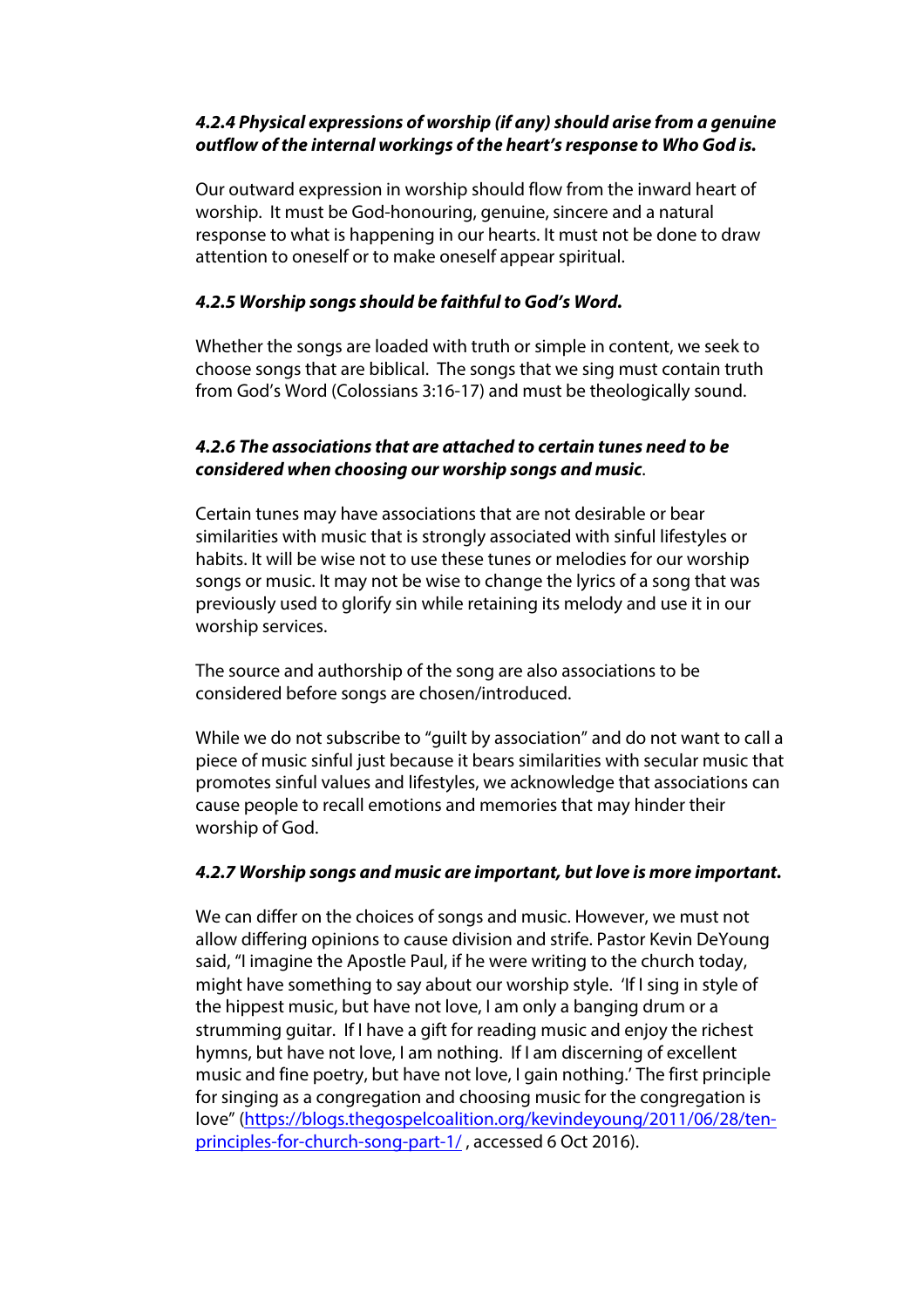#### *4.2.4 Physical expressions of worship (if any) should arise from a genuine outflow of the internal workings of the heart's response to Who God is.*

Our outward expression in worship should flow from the inward heart of worship. It must be God-honouring, genuine, sincere and a natural response to what is happening in our hearts. It must not be done to draw attention to oneself or to make oneself appear spiritual.

#### *4.2.5 Worship songs should be faithful to God's Word.*

Whether the songs are loaded with truth or simple in content, we seek to choose songs that are biblical. The songs that we sing must contain truth from God's Word (Colossians 3:16-17) and must be theologically sound.

#### *4.2.6 The associations that are attached to certain tunes need to be considered when choosing our worship songs and music*.

Certain tunes may have associations that are not desirable or bear similarities with music that is strongly associated with sinful lifestyles or habits. It will be wise not to use these tunes or melodies for our worship songs or music. It may not be wise to change the lyrics of a song that was previously used to glorify sin while retaining its melody and use it in our worship services.

The source and authorship of the song are also associations to be considered before songs are chosen/introduced.

While we do not subscribe to "guilt by association" and do not want to call a piece of music sinful just because it bears similarities with secular music that promotes sinful values and lifestyles, we acknowledge that associations can cause people to recall emotions and memories that may hinder their worship of God.

#### *4.2.7 Worship songs and music are important, but love is more important.*

We can differ on the choices of songs and music. However, we must not allow differing opinions to cause division and strife. Pastor Kevin DeYoung said, "I imagine the Apostle Paul, if he were writing to the church today, might have something to say about our worship style. 'If I sing in style of the hippest music, but have not love, I am only a banging drum or a strumming guitar. If I have a gift for reading music and enjoy the richest hymns, but have not love, I am nothing. If I am discerning of excellent music and fine poetry, but have not love, I gain nothing.' The first principle for singing as a congregation and choosing music for the congregation is love" (https://blogs.thegospelcoalition.org/kevindeyoung/2011/06/28/ten-principles-for-church-song-part-1/ , accessed 6 Oct 2016).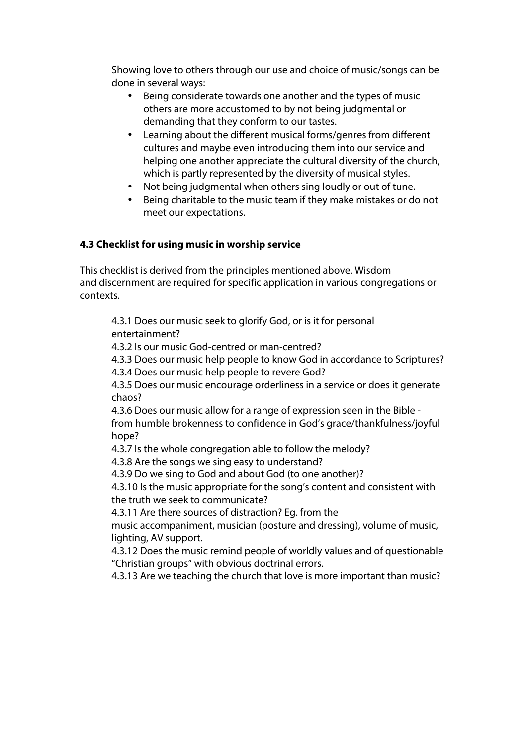Showing love to others through our use and choice of music/songs can be done in several ways:

- Being considerate towards one another and the types of music others are more accustomed to by not being judgmental or demanding that they conform to our tastes.
- Learning about the different musical forms/genres from different cultures and maybe even introducing them into our service and helping one another appreciate the cultural diversity of the church, which is partly represented by the diversity of musical styles.
- Not being judgmental when others sing loudly or out of tune.
- Being charitable to the music team if they make mistakes or do not meet our expectations.

### 4.3 Checklist for using music in worship service

This checklist is derived from the principles mentioned above. Wisdom and discernment are required for specific application in various congregations or contexts.

4.3.1 Does our music seek to glorify God, or is it for personal entertainment?
4.3.2 Is our music God-centred or man-centred?
4.3.3 Does our music help people to know God in accordance to Scriptures?
4.3.4 Does our music help people to revere God?
4.3.5 Does our music encourage orderliness in a service or does it generate chaos?
4.3.6 Does our music allow for a range of expression seen in the Bible - from humble brokenness to confidence in God's grace/thankfulness/joyful hope?
4.3.7 Is the whole congregation able to follow the melody?
4.3.8 Are the songs we sing easy to understand?
4.3.9 Do we sing to God and about God (to one another)?
4.3.10 Is the music appropriate for the song's content and consistent with the truth we seek to communicate?
4.3.11 Are there sources of distraction? Eg. from the music accompaniment, musician (posture and dressing), volume of music, lighting, AV support.
4.3.12 Does the music remind people of worldly values and of questionable "Christian groups" with obvious doctrinal errors.
4.3.13 Are we teaching the church that love is more important than music?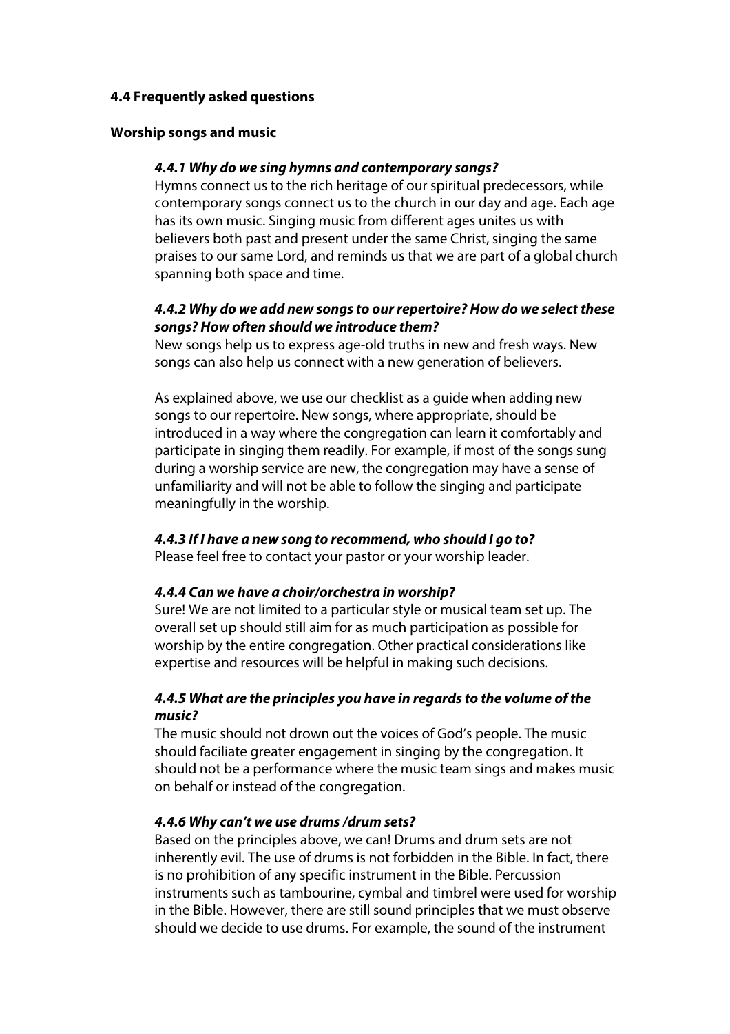**4.4 Frequently asked questions**

**Worship songs and music**

***4.4.1 Why do we sing hymns and contemporary songs?***

Hymns connect us to the rich heritage of our spiritual predecessors, while contemporary songs connect us to the church in our day and age. Each age has its own music. Singing music from different ages unites us with believers both past and present under the same Christ, singing the same praises to our same Lord, and reminds us that we are part of a global church spanning both space and time.

***4.4.2 Why do we add new songs to our repertoire? How do we select these songs? How often should we introduce them?***

New songs help us to express age-old truths in new and fresh ways. New songs can also help us connect with a new generation of believers.

As explained above, we use our checklist as a guide when adding new songs to our repertoire. New songs, where appropriate, should be introduced in a way where the congregation can learn it comfortably and participate in singing them readily. For example, if most of the songs sung during a worship service are new, the congregation may have a sense of unfamiliarity and will not be able to follow the singing and participate meaningfully in the worship.

***4.4.3 If I have a new song to recommend, who should I go to?***

Please feel free to contact your pastor or your worship leader.

***4.4.4 Can we have a choir/orchestra in worship?***

Sure! We are not limited to a particular style or musical team set up. The overall set up should still aim for as much participation as possible for worship by the entire congregation. Other practical considerations like expertise and resources will be helpful in making such decisions.

***4.4.5 What are the principles you have in regards to the volume of the music?***

The music should not drown out the voices of God's people. The music should faciliate greater engagement in singing by the congregation. It should not be a performance where the music team sings and makes music on behalf or instead of the congregation.

***4.4.6 Why can't we use drums /drum sets?***

Based on the principles above, we can! Drums and drum sets are not inherently evil. The use of drums is not forbidden in the Bible. In fact, there is no prohibition of any specific instrument in the Bible. Percussion instruments such as tambourine, cymbal and timbrel were used for worship in the Bible. However, there are still sound principles that we must observe should we decide to use drums. For example, the sound of the instrument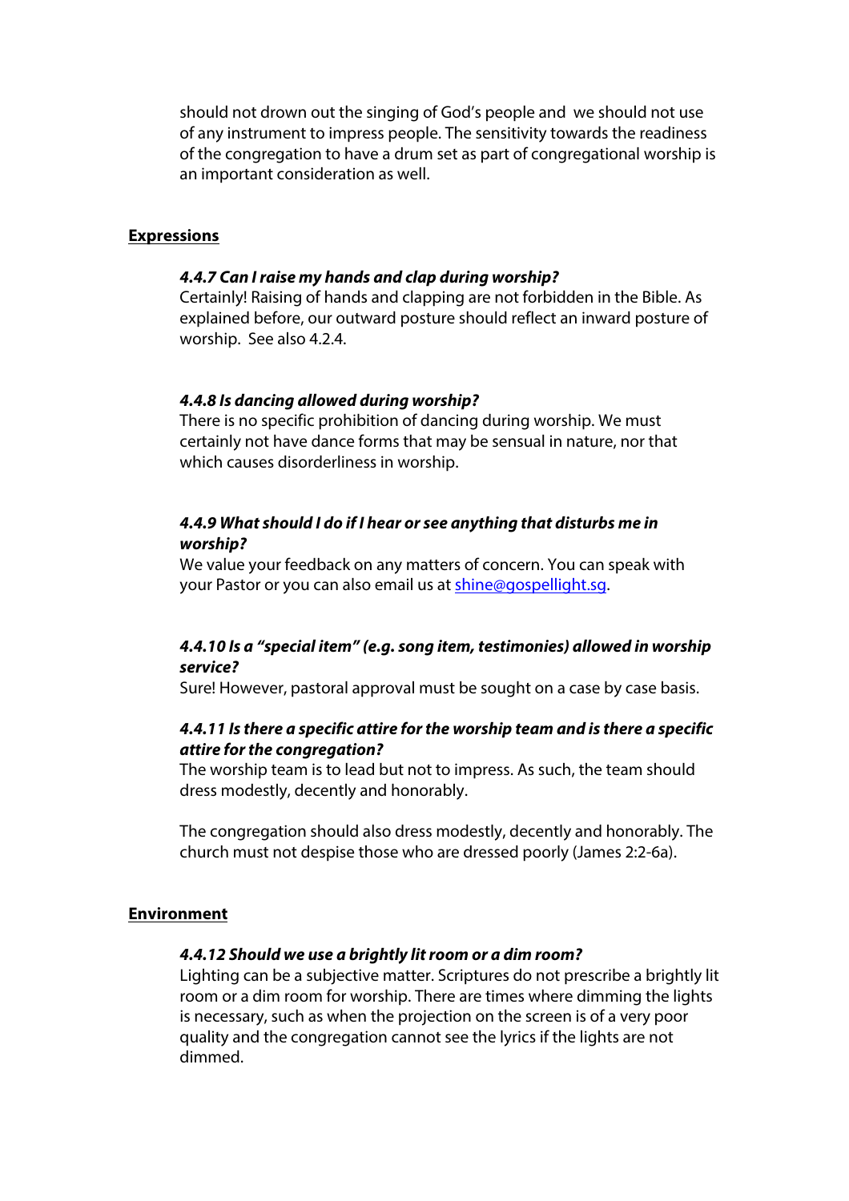should not drown out the singing of God's people and we should not use of any instrument to impress people. The sensitivity towards the readiness of the congregation to have a drum set as part of congregational worship is an important consideration as well.

## Expressions

### *4.4.7 Can I raise my hands and clap during worship?*

Certainly! Raising of hands and clapping are not forbidden in the Bible. As explained before, our outward posture should reflect an inward posture of worship. See also 4.2.4.

### *4.4.8 Is dancing allowed during worship?*

There is no specific prohibition of dancing during worship. We must certainly not have dance forms that may be sensual in nature, nor that which causes disorderliness in worship.

### *4.4.9 What should I do if I hear or see anything that disturbs me in worship?*

We value your feedback on any matters of concern. You can speak with your Pastor or you can also email us at shine@gospellight.sg.

### *4.4.10 Is a "special item" (e.g. song item, testimonies) allowed in worship service?*

Sure! However, pastoral approval must be sought on a case by case basis.

### *4.4.11 Is there a specific attire for the worship team and is there a specific attire for the congregation?*

The worship team is to lead but not to impress. As such, the team should dress modestly, decently and honorably.

The congregation should also dress modestly, decently and honorably. The church must not despise those who are dressed poorly (James 2:2-6a).

## Environment

### *4.4.12 Should we use a brightly lit room or a dim room?*

Lighting can be a subjective matter. Scriptures do not prescribe a brightly lit room or a dim room for worship. There are times where dimming the lights is necessary, such as when the projection on the screen is of a very poor quality and the congregation cannot see the lyrics if the lights are not dimmed.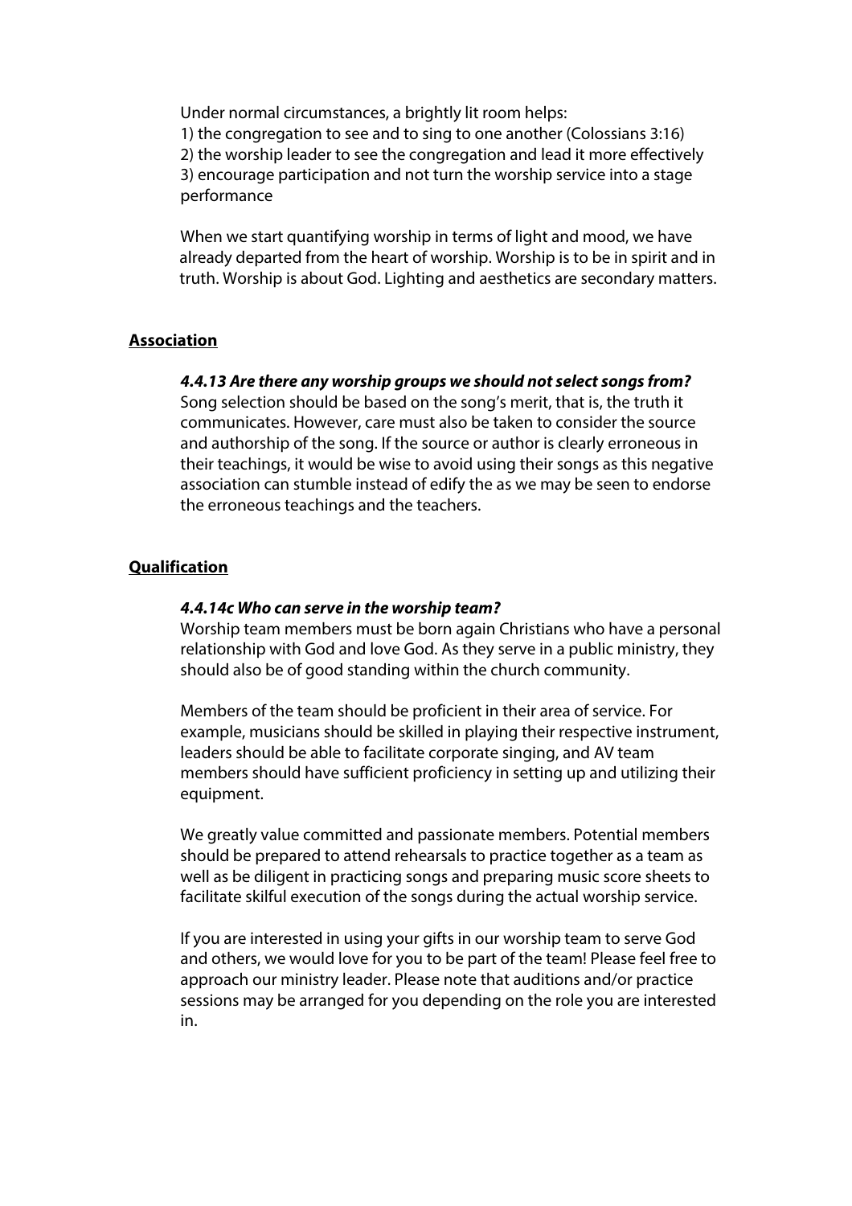Under normal circumstances, a brightly lit room helps:
1) the congregation to see and to sing to one another (Colossians 3:16)
2) the worship leader to see the congregation and lead it more effectively
3) encourage participation and not turn the worship service into a stage performance

When we start quantifying worship in terms of light and mood, we have already departed from the heart of worship. Worship is to be in spirit and in truth. Worship is about God. Lighting and aesthetics are secondary matters.

## Association

***4.4.13 Are there any worship groups we should not select songs from?***
Song selection should be based on the song's merit, that is, the truth it communicates. However, care must also be taken to consider the source and authorship of the song. If the source or author is clearly erroneous in their teachings, it would be wise to avoid using their songs as this negative association can stumble instead of edify the as we may be seen to endorse the erroneous teachings and the teachers.

## Qualification

***4.4.14c Who can serve in the worship team?***
Worship team members must be born again Christians who have a personal relationship with God and love God. As they serve in a public ministry, they should also be of good standing within the church community.

Members of the team should be proficient in their area of service. For example, musicians should be skilled in playing their respective instrument, leaders should be able to facilitate corporate singing, and AV team members should have sufficient proficiency in setting up and utilizing their equipment.

We greatly value committed and passionate members. Potential members should be prepared to attend rehearsals to practice together as a team as well as be diligent in practicing songs and preparing music score sheets to facilitate skilful execution of the songs during the actual worship service.

If you are interested in using your gifts in our worship team to serve God and others, we would love for you to be part of the team! Please feel free to approach our ministry leader. Please note that auditions and/or practice sessions may be arranged for you depending on the role you are interested in.